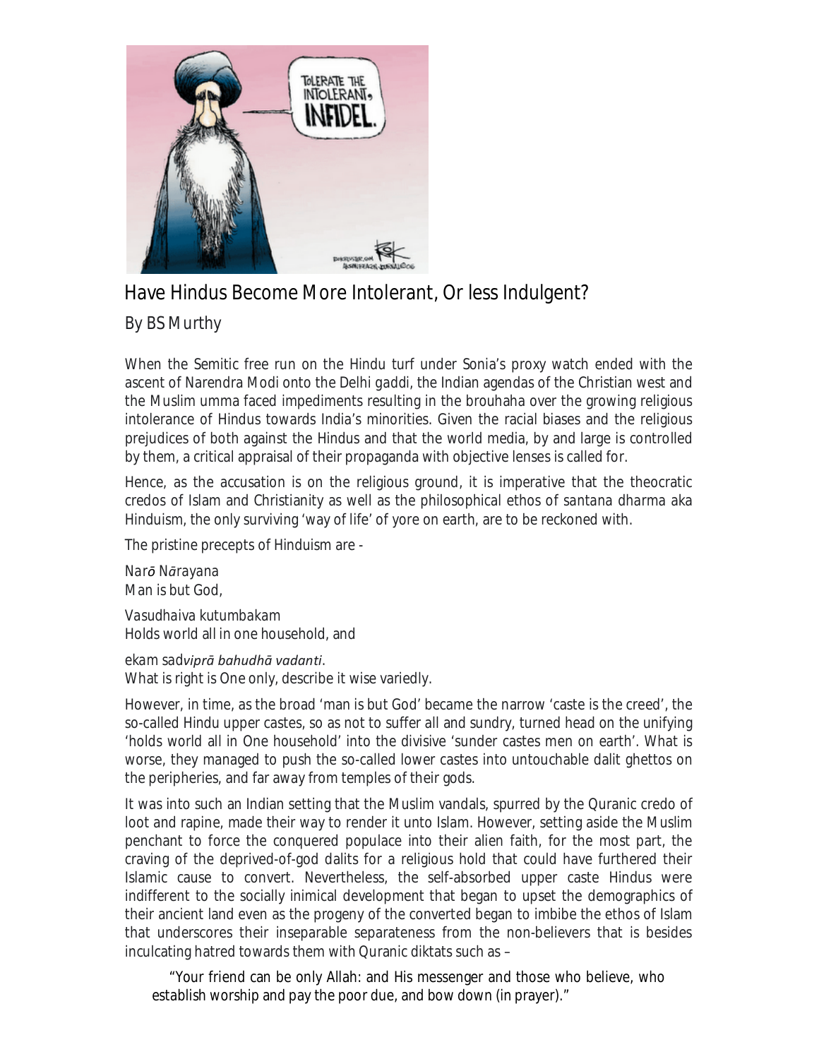# Have Hindus Become More Intolerant, Or less Indulgent?

By BS Murthy

When the Semitic free run on the Hindu turf under Sonia's proxy watch ended with the ascent of Narendra Modi onto the Delhi *gaddi*, the Indian agendas of the Christian west and the Muslim umma faced impediments resulting in the brouhaha over the growing religious intolerance of Hindus towards India's minorities. Given the racial biases and the religious prejudices of both against the Hindus and that the world media, by and large is controlled by them, a critical appraisal of their propaganda with objective lenses is called for.

Hence, as the accusation is on the religious ground, it is imperative that the theocratic credos of Islam and Christianity as well as the philosophical ethos of *santana dharma* aka Hinduism, the only surviving 'way of life' of yore on earth, are to be reckoned with.

The pristine precepts of Hinduism are -

*Narō Nārayana*
Man is but God,

*Vasudhaiva kutumbakam*
Holds world all in one household, and

*ekam sadviprā bahudhā vadanti*.
What is right is One only, describe it wise variedly.

However, in time, as the broad 'man is but God' became the narrow 'caste is the creed', the so-called Hindu upper castes, so as not to suffer all and sundry, turned head on the unifying 'holds world all in One household' into the divisive 'sunder castes men on earth'. What is worse, they managed to push the so-called lower castes into untouchable dalit ghettos on the peripheries, and far away from temples of their gods.

It was into such an Indian setting that the Muslim vandals, spurred by the Quranic credo of loot and rapine, made their way to render it unto Islam. However, setting aside the Muslim penchant to force the conquered populace into their alien faith, for the most part, the craving of the deprived-of-god dalits for a religious hold that could have furthered their Islamic cause to convert. Nevertheless, the self-absorbed upper caste Hindus were indifferent to the socially inimical development that began to upset the demographics of their ancient land even as the progeny of the converted began to imbibe the ethos of Islam that underscores their inseparable separateness from the non-believers that is besides inculcating hatred towards them with Quranic diktats such as –

> "Your friend can be only Allah: and His messenger and those who believe, who establish worship and pay the poor due, and bow down (in prayer)."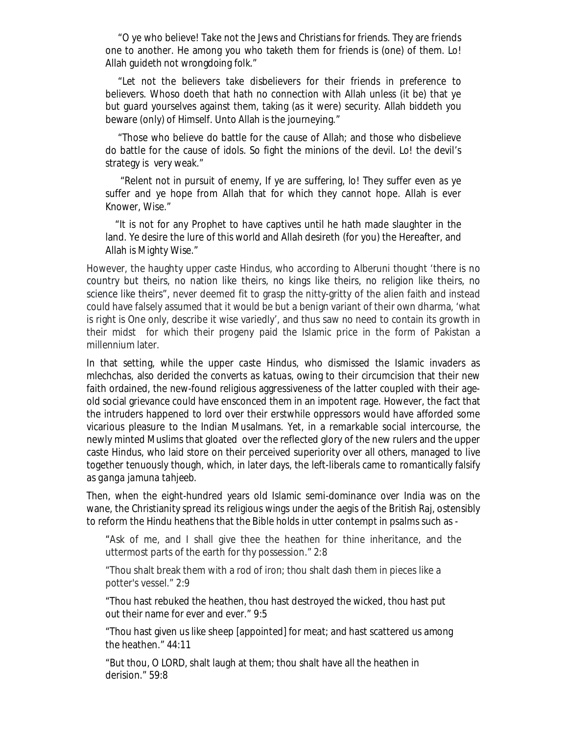> "O ye who believe! Take not the Jews and Christians for friends. They are friends one to another. He among you who taketh them for friends is (one) of them. Lo! Allah guideth not wrongdoing folk."

> "Let not the believers take disbelievers for their friends in preference to believers. Whoso doeth that hath no connection with Allah unless (it be) that ye but guard yourselves against them, taking (as it were) security. Allah biddeth you beware (only) of Himself. Unto Allah is the journeying."

> "Those who believe do battle for the cause of Allah; and those who disbelieve do battle for the cause of idols. So fight the minions of the devil. Lo! the devil's strategy is very weak."

> "Relent not in pursuit of enemy, If ye are suffering, lo! They suffer even as ye suffer and ye hope from Allah that for which they cannot hope. Allah is ever Knower, Wise."

> "It is not for any Prophet to have captives until he hath made slaughter in the land. Ye desire the lure of this world and Allah desireth (for you) the Hereafter, and Allah is Mighty Wise."

However, the haughty upper caste Hindus, who according to Alberuni thought 'there is no country but theirs, no nation like theirs, no kings like theirs, no religion like theirs, no science like theirs", never deemed fit to grasp the nitty-gritty of the alien faith and instead could have falsely assumed that it would be but a benign variant of their own dharma, 'what is right is One only, describe it wise variedly', and thus saw no need to contain its growth in their midst for which their progeny paid the Islamic price in the form of Pakistan a millennium later.

In that setting, while the upper caste Hindus, who dismissed the Islamic invaders as *mlechchas*, also derided the converts as *katuas*, owing to their circumcision that their new faith ordained, the new-found religious aggressiveness of the latter coupled with their age-old social grievance could have ensconced them in an impotent rage. However, the fact that the intruders happened to lord over their erstwhile oppressors would have afforded some vicarious pleasure to the Indian Musalmans. Yet, in a remarkable social intercourse, the newly minted Muslims that gloated over the reflected glory of the new rulers and the upper caste Hindus, who laid store on their perceived superiority over all others, managed to live together tenuously though, which, in later days, the left-liberals came to romantically falsify as *ganga jamuna tahjeeb*.

Then, when the eight-hundred years old Islamic semi-dominance over India was on the wane, the Christianity spread its religious wings under the aegis of the British Raj, ostensibly to reform the Hindu heathens that the Bible holds in utter contempt in psalms such as -

> "Ask of me, and I shall give thee the heathen for thine inheritance, and the uttermost parts of the earth for thy possession." 2:8

> "Thou shalt break them with a rod of iron; thou shalt dash them in pieces like a potter's vessel." 2:9

> "Thou hast rebuked the heathen, thou hast destroyed the wicked, thou hast put out their name for ever and ever." 9:5

> "Thou hast given us like sheep [appointed] for meat; and hast scattered us among the heathen." 44:11

> "But thou, O LORD, shalt laugh at them; thou shalt have all the heathen in derision." 59:8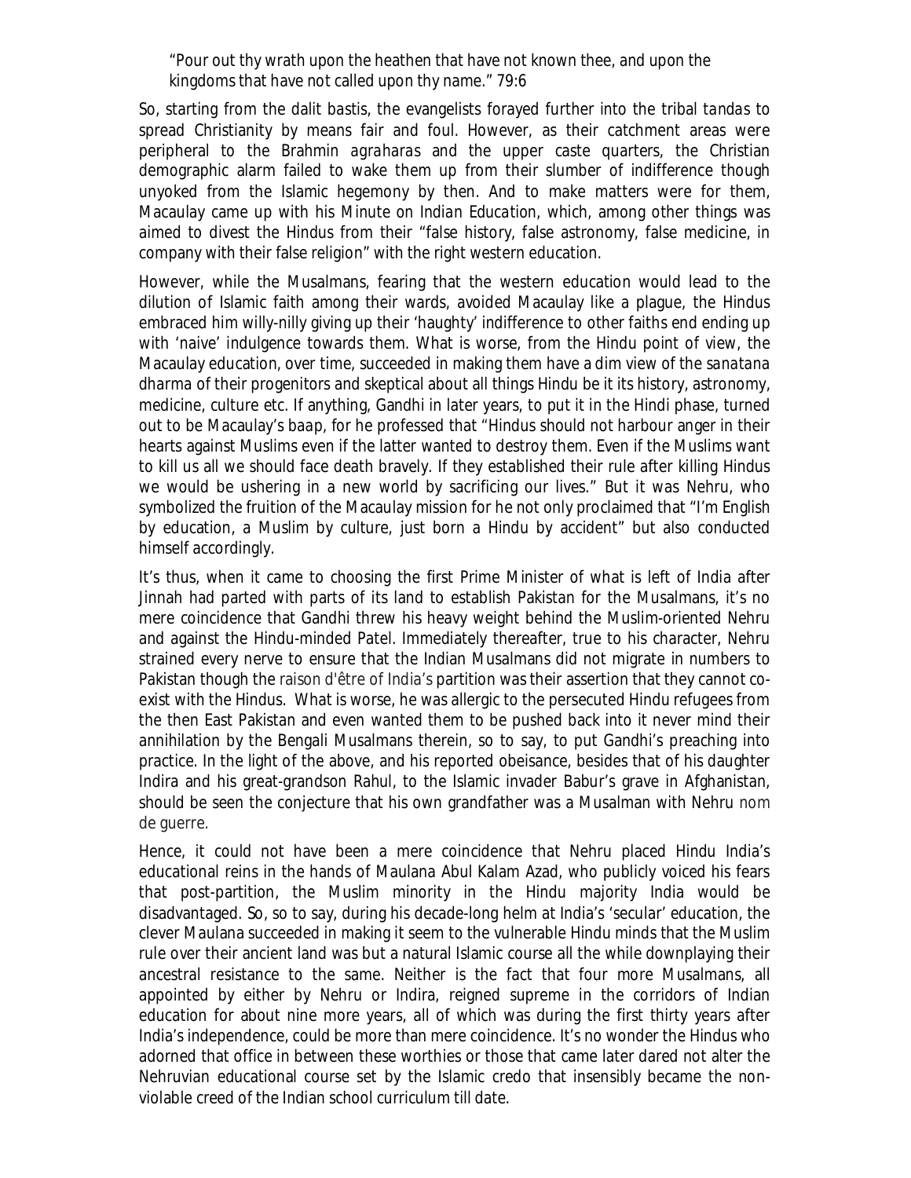"Pour out thy wrath upon the heathen that have not known thee, and upon the kingdoms that have not called upon thy name." 79:6

So, starting from the dalit *bastis*, the evangelists forayed further into the tribal *tandas* to spread Christianity by means fair and foul. However, as their catchment areas were peripheral to the Brahmin *agraharas* and the upper caste quarters, the Christian demographic alarm failed to wake them up from their slumber of indifference though unyoked from the Islamic hegemony by then. And to make matters were for them, Macaulay came up with his *Minute on Indian Education*, which, among other things was aimed to divest the Hindus from their "false history, false astronomy, false medicine, in company with their false religion" with the right western education.

However, while the Musalmans, fearing that the western education would lead to the dilution of Islamic faith among their wards, avoided Macaulay like a plague, the Hindus embraced him willy-nilly giving up their 'haughty' indifference to other faiths end ending up with 'naive' indulgence towards them. What is worse, from the Hindu point of view, the Macaulay education, over time, succeeded in making them have a dim view of the *sanatana dharma* of their progenitors and skeptical about all things Hindu be it its history, astronomy, medicine, culture etc. If anything, Gandhi in later years, to put it in the Hindi phase, turned out to be Macaulay's *baap*, for he professed that "Hindus should not harbour anger in their hearts against Muslims even if the latter wanted to destroy them. Even if the Muslims want to kill us all we should face death bravely. If they established their rule after killing Hindus we would be ushering in a new world by sacrificing our lives." But it was Nehru, who symbolized the fruition of the Macaulay mission for he not only proclaimed that "I'm English by education, a Muslim by culture, just born a Hindu by accident" but also conducted himself accordingly.

It's thus, when it came to choosing the first Prime Minister of what is left of India after Jinnah had parted with parts of its land to establish Pakistan for the Musalmans, it's no mere coincidence that Gandhi threw his heavy weight behind the Muslim-oriented Nehru and against the Hindu-minded Patel. Immediately thereafter, true to his character, Nehru strained every nerve to ensure that the Indian Musalmans did not migrate in numbers to Pakistan though the raison d'être of India's partition was their assertion that they cannot co-exist with the Hindus. What is worse, he was allergic to the persecuted Hindu refugees from the then East Pakistan and even wanted them to be pushed back into it never mind their annihilation by the Bengali Musalmans therein, so to say, to put Gandhi's preaching into practice. In the light of the above, and his reported obeisance, besides that of his daughter Indira and his great-grandson Rahul, to the Islamic invader Babur's grave in Afghanistan, should be seen the conjecture that his own grandfather was a Musalman with Nehru nom de guerre.

Hence, it could not have been a mere coincidence that Nehru placed Hindu India's educational reins in the hands of Maulana Abul Kalam Azad, who publicly voiced his fears that post-partition, the Muslim minority in the Hindu majority India would be disadvantaged. So, so to say, during his decade-long helm at India's 'secular' education, the clever Maulana succeeded in making it seem to the vulnerable Hindu minds that the Muslim rule over their ancient land was but a natural Islamic course all the while downplaying their ancestral resistance to the same. Neither is the fact that four more Musalmans, all appointed by either by Nehru or Indira, reigned supreme in the corridors of Indian education for about nine more years, all of which was during the first thirty years after India's independence, could be more than mere coincidence. It's no wonder the Hindus who adorned that office in between these worthies or those that came later dared not alter the Nehruvian educational course set by the Islamic credo that insensibly became the non-violable creed of the Indian school curriculum till date.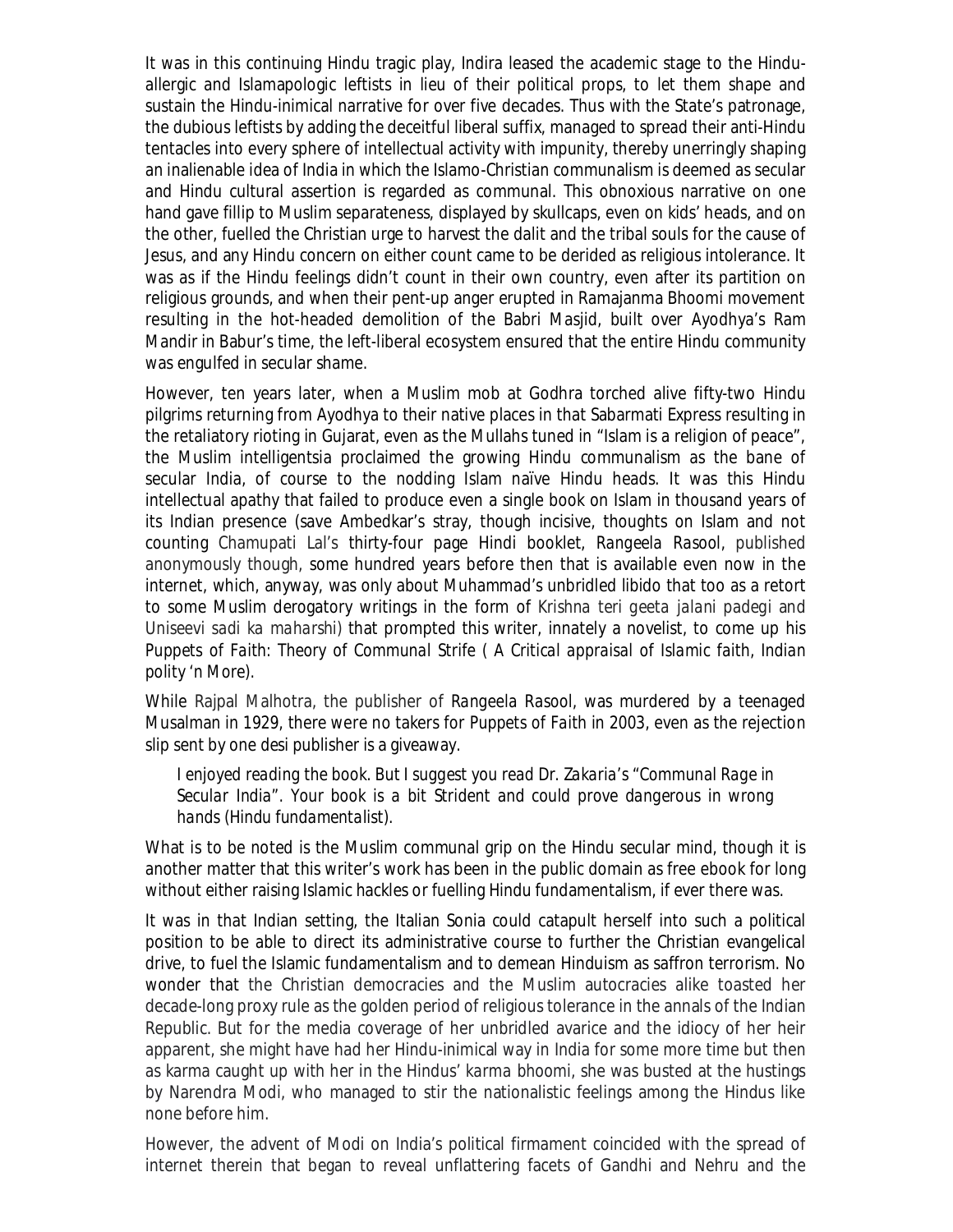It was in this continuing Hindu tragic play, Indira leased the academic stage to the Hindu-allergic and Islamapologic leftists in lieu of their political props, to let them shape and sustain the Hindu-inimical narrative for over five decades. Thus with the State's patronage, the dubious leftists by adding the deceitful liberal suffix, managed to spread their anti-Hindu tentacles into every sphere of intellectual activity with impunity, thereby unerringly shaping an inalienable idea of India in which the Islamo-Christian communalism is deemed as secular and Hindu cultural assertion is regarded as communal. This obnoxious narrative on one hand gave fillip to Muslim separateness, displayed by skullcaps, even on kids' heads, and on the other, fuelled the Christian urge to harvest the dalit and the tribal souls for the cause of Jesus, and any Hindu concern on either count came to be derided as religious intolerance. It was as if the Hindu feelings didn't count in their own country, even after its partition on religious grounds, and when their pent-up anger erupted in Ramajanma Bhoomi movement resulting in the hot-headed demolition of the Babri Masjid, built over Ayodhya's Ram Mandir in Babur's time, the left-liberal ecosystem ensured that the entire Hindu community was engulfed in secular shame.

However, ten years later, when a Muslim mob at Godhra torched alive fifty-two Hindu pilgrims returning from Ayodhya to their native places in that Sabarmati Express resulting in the retaliatory rioting in Gujarat, even as the Mullahs tuned in "Islam is a religion of peace", the Muslim intelligentsia proclaimed the growing Hindu communalism as the bane of secular India, of course to the nodding Islam naïve Hindu heads. It was this Hindu intellectual apathy that failed to produce even a single book on Islam in thousand years of its Indian presence (save Ambedkar's stray, though incisive, thoughts on Islam and not counting Chamupati Lal's thirty-four page Hindi booklet, *Rangeela Rasool*, published anonymously though, some hundred years before then that is available even now in the internet, which, anyway, was only about Muhammad's unbridled libido that too as a retort to some Muslim derogatory writings in the form of *Krishna teri geeta jalani padegi* and *Uniseevi sadi ka maharshi*) that prompted this writer, innately a novelist, to come up his *Puppets of Faith: Theory of Communal Strife ( A Critical appraisal of Islamic faith, Indian polity 'n More)*.

While Rajpal Malhotra, the publisher of *Rangeela Rasool*, was murdered by a teenaged Musalman in 1929, there were no takers for *Puppets of Faith* in 2003, even as the rejection slip sent by one desi publisher is a giveaway.

> *I enjoyed reading the book. But I suggest you read Dr. Zakaria's "Communal Rage in Secular India". Your book is a bit Strident and could prove dangerous in wrong hands (Hindu fundamentalist).*

What is to be noted is the Muslim communal grip on the Hindu secular mind, though it is another matter that this writer's work has been in the public domain as free ebook for long without either raising Islamic hackles or fuelling Hindu fundamentalism, if ever there was.

It was in that Indian setting, the Italian Sonia could catapult herself into such a political position to be able to direct its administrative course to further the Christian evangelical drive, to fuel the Islamic fundamentalism and to demean Hinduism as saffron terrorism. No wonder that the Christian democracies and the Muslim autocracies alike toasted her decade-long proxy rule as the golden period of religious tolerance in the annals of the Indian Republic. But for the media coverage of her unbridled avarice and the idiocy of her heir apparent, she might have had her Hindu-inimical way in India for some more time but then as karma caught up with her in the Hindus' *karma bhoomi*, she was busted at the hustings by Narendra Modi, who managed to stir the nationalistic feelings among the Hindus like none before him.

However, the advent of Modi on India's political firmament coincided with the spread of internet therein that began to reveal unflattering facets of Gandhi and Nehru and the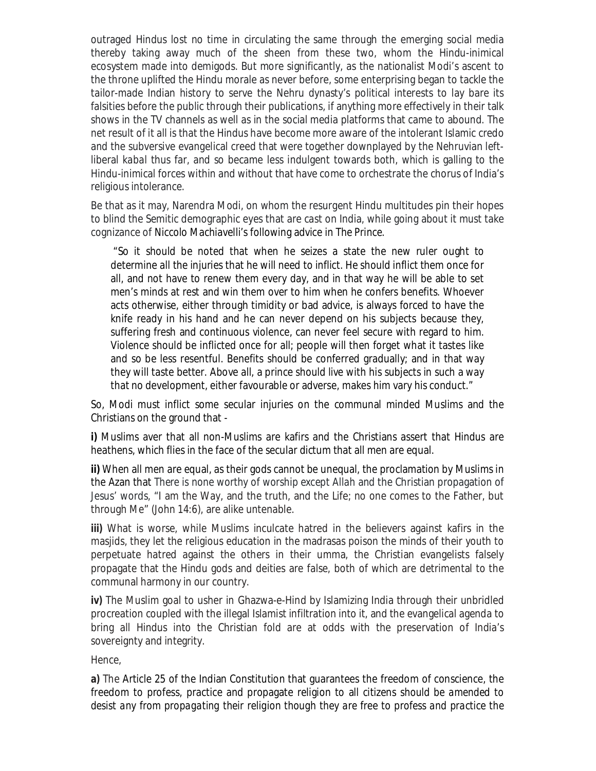outraged Hindus lost no time in circulating the same through the emerging social media thereby taking away much of the sheen from these two, whom the Hindu-inimical ecosystem made into demigods. But more significantly, as the nationalist Modi's ascent to the throne uplifted the Hindu morale as never before, some enterprising began to tackle the tailor-made Indian history to serve the Nehru dynasty's political interests to lay bare its falsities before the public through their publications, if anything more effectively in their talk shows in the TV channels as well as in the social media platforms that came to abound. The net result of it all is that the Hindus have become more aware of the intolerant Islamic credo and the subversive evangelical creed that were together downplayed by the Nehruvian left-liberal kabal thus far, and so became less indulgent towards both, which is galling to the Hindu-inimical forces within and without that have come to orchestrate the chorus of India's religious intolerance.

Be that as it may, Narendra Modi, on whom the resurgent Hindu multitudes pin their hopes to blind the Semitic demographic eyes that are cast on India, while going about it must take cognizance of Niccolo Machiavelli's following advice in The Prince.

> "So it should be noted that when he seizes a state the new ruler ought to determine all the injuries that he will need to inflict. He should inflict them once for all, and not have to renew them every day, and in that way he will be able to set men's minds at rest and win them over to him when he confers benefits. Whoever acts otherwise, either through timidity or bad advice, is always forced to have the knife ready in his hand and he can never depend on his subjects because they, suffering fresh and continuous violence, can never feel secure with regard to him. Violence should be inflicted once for all; people will then forget what it tastes like and so be less resentful. Benefits should be conferred gradually; and in that way they will taste better. Above all, a prince should live with his subjects in such a way that no development, either favourable or adverse, makes him vary his conduct."

So, Modi must inflict some secular injuries on the communal minded Muslims and the Christians on the ground that -

**i)** Muslims aver that all non-Muslims are kafirs and the Christians assert that Hindus are heathens, which flies in the face of the secular dictum that all men are equal.

**ii)** When all men are equal, as their gods cannot be unequal, the proclamation by Muslims in the Azan that There is none worthy of worship except Allah and the Christian propagation of Jesus' words, "I am the Way, and the truth, and the Life; no one comes to the Father, but through Me" (John 14:6), are alike untenable.

**iii)** What is worse, while Muslims inculcate hatred in the believers against kafirs in the masjids, they let the religious education in the madrasas poison the minds of their youth to perpetuate hatred against the others in their umma, the Christian evangelists falsely propagate that the Hindu gods and deities are false, both of which are detrimental to the communal harmony in our country.

**iv)** The Muslim goal to usher in Ghazwa-e-Hind by Islamizing India through their unbridled procreation coupled with the illegal Islamist infiltration into it, and the evangelical agenda to bring all Hindus into the Christian fold are at odds with the preservation of India's sovereignty and integrity.

Hence,

**a)** The Article 25 of the Indian Constitution that guarantees the freedom of conscience, the freedom to profess, practice and propagate religion to all citizens should be amended to desist any from propagating their religion though they are free to profess and practice the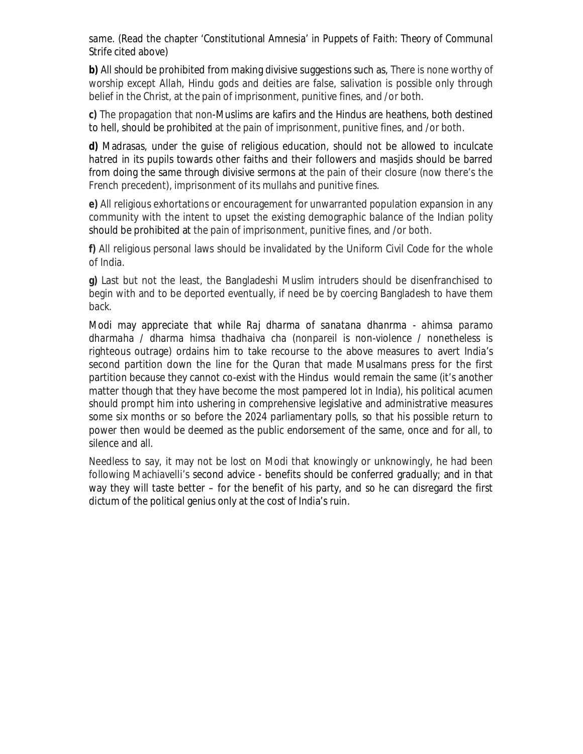same. (Read the chapter 'Constitutional Amnesia' in *Puppets of Faith: Theory of Communal Strife* cited above)

**b)** All should be prohibited from making divisive suggestions such as, There is none worthy of worship except Allah, Hindu gods and deities are false, salvation is possible only through belief in the Christ, at the pain of imprisonment, punitive fines, and /or both.

**c)** The propagation that non-Muslims are kafirs and the Hindus are heathens, both destined to hell, should be prohibited at the pain of imprisonment, punitive fines, and /or both.

**d)** Madrasas, under the guise of religious education, should not be allowed to inculcate hatred in its pupils towards other faiths and their followers and masjids should be barred from doing the same through divisive sermons at the pain of their closure (now there's the French precedent), imprisonment of its mullahs and punitive fines.

**e)** All religious exhortations or encouragement for unwarranted population expansion in any community with the intent to upset the existing demographic balance of the Indian polity should be prohibited at the pain of imprisonment, punitive fines, and /or both.

**f)** All religious personal laws should be invalidated by the Uniform Civil Code for the whole of India.

**g)** Last but not the least, the Bangladeshi Muslim intruders should be disenfranchised to begin with and to be deported eventually, if need be by coercing Bangladesh to have them back.

Modi may appreciate that while Raj dharma of *sanatana dhanrma* - *ahimsa paramo dharmaha / dharma himsa thadhaiva cha* (nonpareil is non-violence / nonetheless is righteous outrage) ordains him to take recourse to the above measures to avert India's second partition down the line for the Quran that made Musalmans press for the first partition because they cannot co-exist with the Hindus would remain the same (it's another matter though that they have become the most pampered lot in India), his political acumen should prompt him into ushering in comprehensive legislative and administrative measures some six months or so before the 2024 parliamentary polls, so that his possible return to power then would be deemed as the public endorsement of the same, once and for all, to silence and all.

Needless to say, it may not be lost on Modi that knowingly or unknowingly, he had been following Machiavelli's second advice - benefits should be conferred gradually; and in that way they will taste better – for the benefit of his party, and so he can disregard the first dictum of the political genius only at the cost of India's ruin.